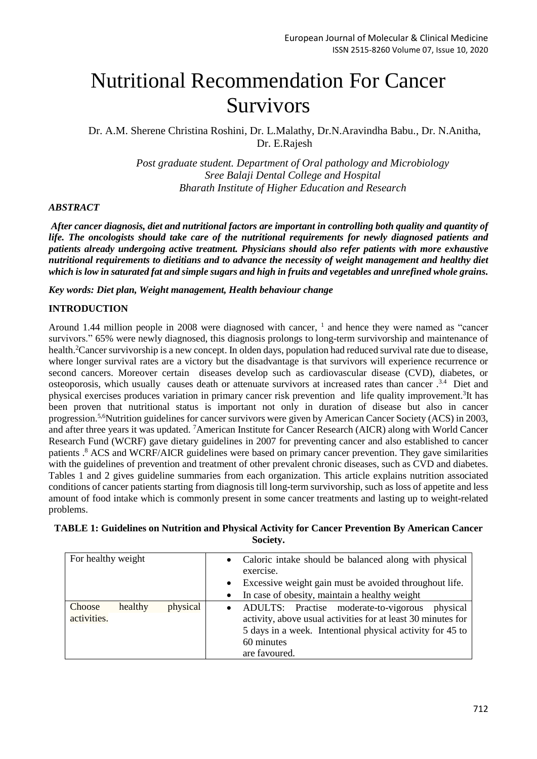# Nutritional Recommendation For Cancer Survivors

Dr. A.M. Sherene Christina Roshini, Dr. L.Malathy, Dr.N.Aravindha Babu., Dr. N.Anitha, Dr. E.Rajesh

*Post graduate student. Department of Oral pathology and Microbiology*
*Sree Balaji Dental College and Hospital*
*Bharath Institute of Higher Education and Research*

***ABSTRACT***

***After cancer diagnosis, diet and nutritional factors are important in controlling both quality and quantity of life. The oncologists should take care of the nutritional requirements for newly diagnosed patients and patients already undergoing active treatment. Physicians should also refer patients with more exhaustive nutritional requirements to dietitians and to advance the necessity of weight management and healthy diet which is low in saturated fat and simple sugars and high in fruits and vegetables and unrefined whole grains.***

***Key words: Diet plan, Weight management, Health behaviour change***

## INTRODUCTION

Around 1.44 million people in 2008 were diagnosed with cancer, [1] and hence they were named as "cancer survivors." 65% were newly diagnosed, this diagnosis prolongs to long-term survivorship and maintenance of health.[2]Cancer survivorship is a new concept. In olden days, population had reduced survival rate due to disease, where longer survival rates are a victory but the disadvantage is that survivors will experience recurrence or second cancers. Moreover certain diseases develop such as cardiovascular disease (CVD), diabetes, or osteoporosis, which usually causes death or attenuate survivors at increased rates than cancer .[3,4] Diet and physical exercises produces variation in primary cancer risk prevention and life quality improvement.[3]It has been proven that nutritional status is important not only in duration of disease but also in cancer progression.[5,6]Nutrition guidelines for cancer survivors were given by American Cancer Society (ACS) in 2003, and after three years it was updated. [7]American Institute for Cancer Research (AICR) along with World Cancer Research Fund (WCRF) gave dietary guidelines in 2007 for preventing cancer and also established to cancer patients .[8] ACS and WCRF/AICR guidelines were based on primary cancer prevention. They gave similarities with the guidelines of prevention and treatment of other prevalent chronic diseases, such as CVD and diabetes. Tables 1 and 2 gives guideline summaries from each organization. This article explains nutrition associated conditions of cancer patients starting from diagnosis till long-term survivorship, such as loss of appetite and less amount of food intake which is commonly present in some cancer treatments and lasting up to weight-related problems.

**TABLE 1: Guidelines on Nutrition and Physical Activity for Cancer Prevention By American Cancer Society.**

| | |
|---|---|
| For healthy weight | • Caloric intake should be balanced along with physical exercise.<br>• Excessive weight gain must be avoided throughout life.<br>• In case of obesity, maintain a healthy weight |
| Choose healthy physical activities. | • ADULTS: Practise moderate-to-vigorous physical activity, above usual activities for at least 30 minutes for 5 days in a week. Intentional physical activity for 45 to 60 minutes are favoured. |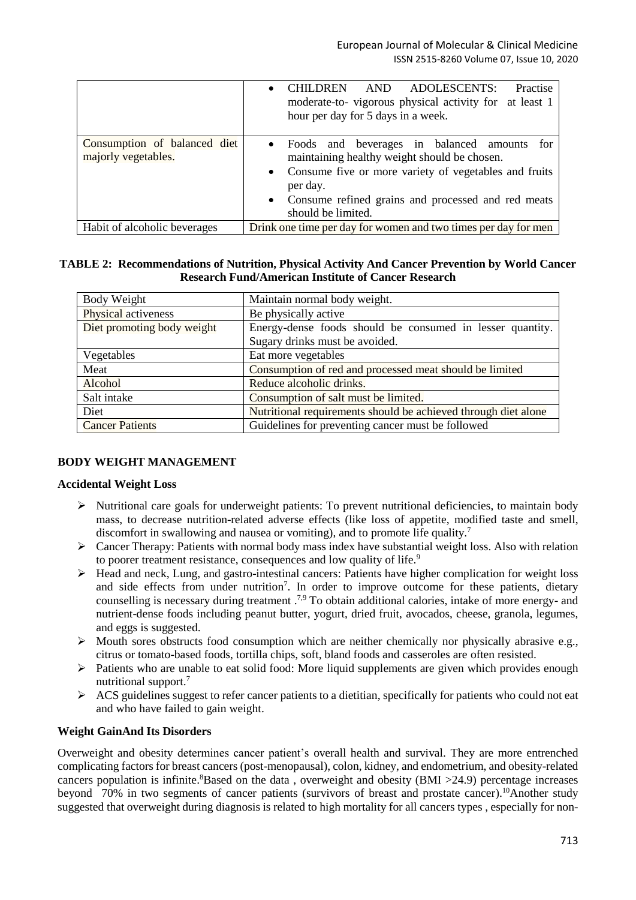| | |
|---|---|
| | • CHILDREN AND ADOLESCENTS: Practise moderate-to- vigorous physical activity for at least 1 hour per day for 5 days in a week. |
| Consumption of balanced diet majorly vegetables. | • Foods and beverages in balanced amounts for maintaining healthy weight should be chosen.<br>• Consume five or more variety of vegetables and fruits per day.<br>• Consume refined grains and processed and red meats should be limited. |
| Habit of alcoholic beverages | Drink one time per day for women and two times per day for men |

**TABLE 2: Recommendations of Nutrition, Physical Activity And Cancer Prevention by World Cancer Research Fund/American Institute of Cancer Research**

| | |
|---|---|
| Body Weight | Maintain normal body weight. |
| Physical activeness | Be physically active |
| Diet promoting body weight | Energy-dense foods should be consumed in lesser quantity. Sugary drinks must be avoided. |
| Vegetables | Eat more vegetables |
| Meat | Consumption of red and processed meat should be limited |
| Alcohol | Reduce alcoholic drinks. |
| Salt intake | Consumption of salt must be limited. |
| Diet | Nutritional requirements should be achieved through diet alone |
| Cancer Patients | Guidelines for preventing cancer must be followed |

## BODY WEIGHT MANAGEMENT

### Accidental Weight Loss

- Nutritional care goals for underweight patients: To prevent nutritional deficiencies, to maintain body mass, to decrease nutrition-related adverse effects (like loss of appetite, modified taste and smell, discomfort in swallowing and nausea or vomiting), and to promote life quality.[7]
- Cancer Therapy: Patients with normal body mass index have substantial weight loss. Also with relation to poorer treatment resistance, consequences and low quality of life.[9]
- Head and neck, Lung, and gastro-intestinal cancers: Patients have higher complication for weight loss and side effects from under nutrition[7]. In order to improve outcome for these patients, dietary counselling is necessary during treatment .[7,9] To obtain additional calories, intake of more energy- and nutrient-dense foods including peanut butter, yogurt, dried fruit, avocados, cheese, granola, legumes, and eggs is suggested.
- Mouth sores obstructs food consumption which are neither chemically nor physically abrasive e.g., citrus or tomato-based foods, tortilla chips, soft, bland foods and casseroles are often resisted.
- Patients who are unable to eat solid food: More liquid supplements are given which provides enough nutritional support.[7]
- ACS guidelines suggest to refer cancer patients to a dietitian, specifically for patients who could not eat and who have failed to gain weight.

### Weight GainAnd Its Disorders

Overweight and obesity determines cancer patient's overall health and survival. They are more entrenched complicating factors for breast cancers (post-menopausal), colon, kidney, and endometrium, and obesity-related cancers population is infinite.[8]Based on the data , overweight and obesity (BMI >24.9) percentage increases beyond 70% in two segments of cancer patients (survivors of breast and prostate cancer).[10]Another study suggested that overweight during diagnosis is related to high mortality for all cancers types , especially for non-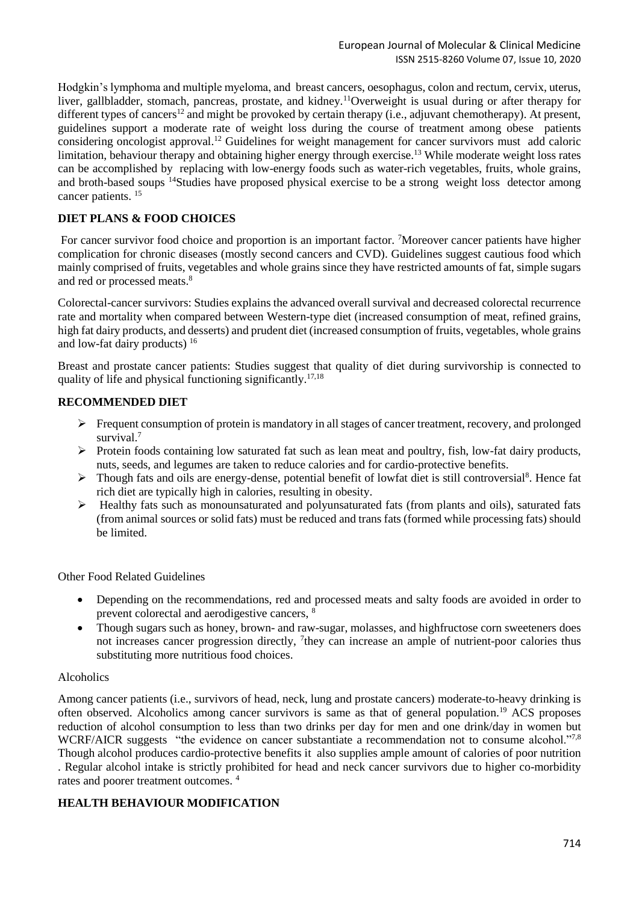Hodgkin's lymphoma and multiple myeloma, and breast cancers, oesophagus, colon and rectum, cervix, uterus, liver, gallbladder, stomach, pancreas, prostate, and kidney.[11]Overweight is usual during or after therapy for different types of cancers[12] and might be provoked by certain therapy (i.e., adjuvant chemotherapy). At present, guidelines support a moderate rate of weight loss during the course of treatment among obese patients considering oncologist approval.[12] Guidelines for weight management for cancer survivors must add caloric limitation, behaviour therapy and obtaining higher energy through exercise.[13] While moderate weight loss rates can be accomplished by replacing with low-energy foods such as water-rich vegetables, fruits, whole grains, and broth-based soups [14]Studies have proposed physical exercise to be a strong weight loss detector among cancer patients. [15]

## DIET PLANS & FOOD CHOICES

For cancer survivor food choice and proportion is an important factor. [7]Moreover cancer patients have higher complication for chronic diseases (mostly second cancers and CVD). Guidelines suggest cautious food which mainly comprised of fruits, vegetables and whole grains since they have restricted amounts of fat, simple sugars and red or processed meats.[8]

Colorectal-cancer survivors: Studies explains the advanced overall survival and decreased colorectal recurrence rate and mortality when compared between Western-type diet (increased consumption of meat, refined grains, high fat dairy products, and desserts) and prudent diet (increased consumption of fruits, vegetables, whole grains and low-fat dairy products) [16]

Breast and prostate cancer patients: Studies suggest that quality of diet during survivorship is connected to quality of life and physical functioning significantly.[17,18]

## RECOMMENDED DIET

- Frequent consumption of protein is mandatory in all stages of cancer treatment, recovery, and prolonged survival.[7]
- Protein foods containing low saturated fat such as lean meat and poultry, fish, low-fat dairy products, nuts, seeds, and legumes are taken to reduce calories and for cardio-protective benefits.
- Though fats and oils are energy-dense, potential benefit of lowfat diet is still controversial[8]. Hence fat rich diet are typically high in calories, resulting in obesity.
- Healthy fats such as monounsaturated and polyunsaturated fats (from plants and oils), saturated fats (from animal sources or solid fats) must be reduced and trans fats (formed while processing fats) should be limited.

Other Food Related Guidelines

- Depending on the recommendations, red and processed meats and salty foods are avoided in order to prevent colorectal and aerodigestive cancers, [8]
- Though sugars such as honey, brown- and raw-sugar, molasses, and highfructose corn sweeteners does not increases cancer progression directly, [7]they can increase an ample of nutrient-poor calories thus substituting more nutritious food choices.

Alcoholics

Among cancer patients (i.e., survivors of head, neck, lung and prostate cancers) moderate-to-heavy drinking is often observed. Alcoholics among cancer survivors is same as that of general population.[19] ACS proposes reduction of alcohol consumption to less than two drinks per day for men and one drink/day in women but WCRF/AICR suggests "the evidence on cancer substantiate a recommendation not to consume alcohol."[7,8] Though alcohol produces cardio-protective benefits it also supplies ample amount of calories of poor nutrition . Regular alcohol intake is strictly prohibited for head and neck cancer survivors due to higher co-morbidity rates and poorer treatment outcomes. [4]

## HEALTH BEHAVIOUR MODIFICATION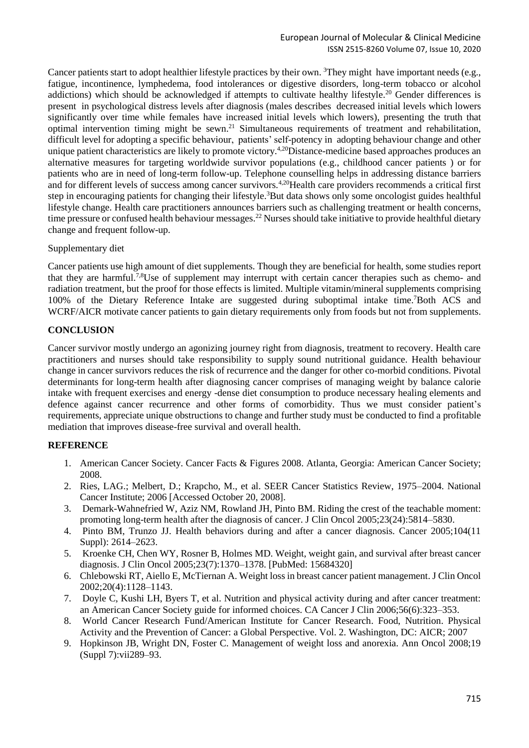Cancer patients start to adopt healthier lifestyle practices by their own. [3]They might have important needs (e.g., fatigue, incontinence, lymphedema, food intolerances or digestive disorders, long-term tobacco or alcohol addictions) which should be acknowledged if attempts to cultivate healthy lifestyle.[20] Gender differences is present in psychological distress levels after diagnosis (males describes decreased initial levels which lowers significantly over time while females have increased initial levels which lowers), presenting the truth that optimal intervention timing might be sewn.[21] Simultaneous requirements of treatment and rehabilitation, difficult level for adopting a specific behaviour, patients' self-potency in adopting behaviour change and other unique patient characteristics are likely to promote victory.[4,20]Distance-medicine based approaches produces an alternative measures for targeting worldwide survivor populations (e.g., childhood cancer patients ) or for patients who are in need of long-term follow-up. Telephone counselling helps in addressing distance barriers and for different levels of success among cancer survivors.[4,20]Health care providers recommends a critical first step in encouraging patients for changing their lifestyle.[3]But data shows only some oncologist guides healthful lifestyle change. Health care practitioners announces barriers such as challenging treatment or health concerns, time pressure or confused health behaviour messages.[22] Nurses should take initiative to provide healthful dietary change and frequent follow-up.

Supplementary diet

Cancer patients use high amount of diet supplements. Though they are beneficial for health, some studies report that they are harmful.[7,8]Use of supplement may interrupt with certain cancer therapies such as chemo- and radiation treatment, but the proof for those effects is limited. Multiple vitamin/mineral supplements comprising 100% of the Dietary Reference Intake are suggested during suboptimal intake time.[7]Both ACS and WCRF/AICR motivate cancer patients to gain dietary requirements only from foods but not from supplements.

## CONCLUSION

Cancer survivor mostly undergo an agonizing journey right from diagnosis, treatment to recovery. Health care practitioners and nurses should take responsibility to supply sound nutritional guidance. Health behaviour change in cancer survivors reduces the risk of recurrence and the danger for other co-morbid conditions. Pivotal determinants for long-term health after diagnosing cancer comprises of managing weight by balance calorie intake with frequent exercises and energy -dense diet consumption to produce necessary healing elements and defence against cancer recurrence and other forms of comorbidity. Thus we must consider patient's requirements, appreciate unique obstructions to change and further study must be conducted to find a profitable mediation that improves disease-free survival and overall health.

## REFERENCE

1. American Cancer Society. Cancer Facts & Figures 2008. Atlanta, Georgia: American Cancer Society; 2008.
2. Ries, LAG.; Melbert, D.; Krapcho, M., et al. SEER Cancer Statistics Review, 1975–2004. National Cancer Institute; 2006 [Accessed October 20, 2008].
3. Demark-Wahnefried W, Aziz NM, Rowland JH, Pinto BM. Riding the crest of the teachable moment: promoting long-term health after the diagnosis of cancer. J Clin Oncol 2005;23(24):5814–5830.
4. Pinto BM, Trunzo JJ. Health behaviors during and after a cancer diagnosis. Cancer 2005;104(11 Suppl): 2614–2623.
5. Kroenke CH, Chen WY, Rosner B, Holmes MD. Weight, weight gain, and survival after breast cancer diagnosis. J Clin Oncol 2005;23(7):1370–1378. [PubMed: 15684320]
6. Chlebowski RT, Aiello E, McTiernan A. Weight loss in breast cancer patient management. J Clin Oncol 2002;20(4):1128–1143.
7. Doyle C, Kushi LH, Byers T, et al. Nutrition and physical activity during and after cancer treatment: an American Cancer Society guide for informed choices. CA Cancer J Clin 2006;56(6):323–353.
8. World Cancer Research Fund/American Institute for Cancer Research. Food, Nutrition. Physical Activity and the Prevention of Cancer: a Global Perspective. Vol. 2. Washington, DC: AICR; 2007
9. Hopkinson JB, Wright DN, Foster C. Management of weight loss and anorexia. Ann Oncol 2008;19 (Suppl 7):vii289–93.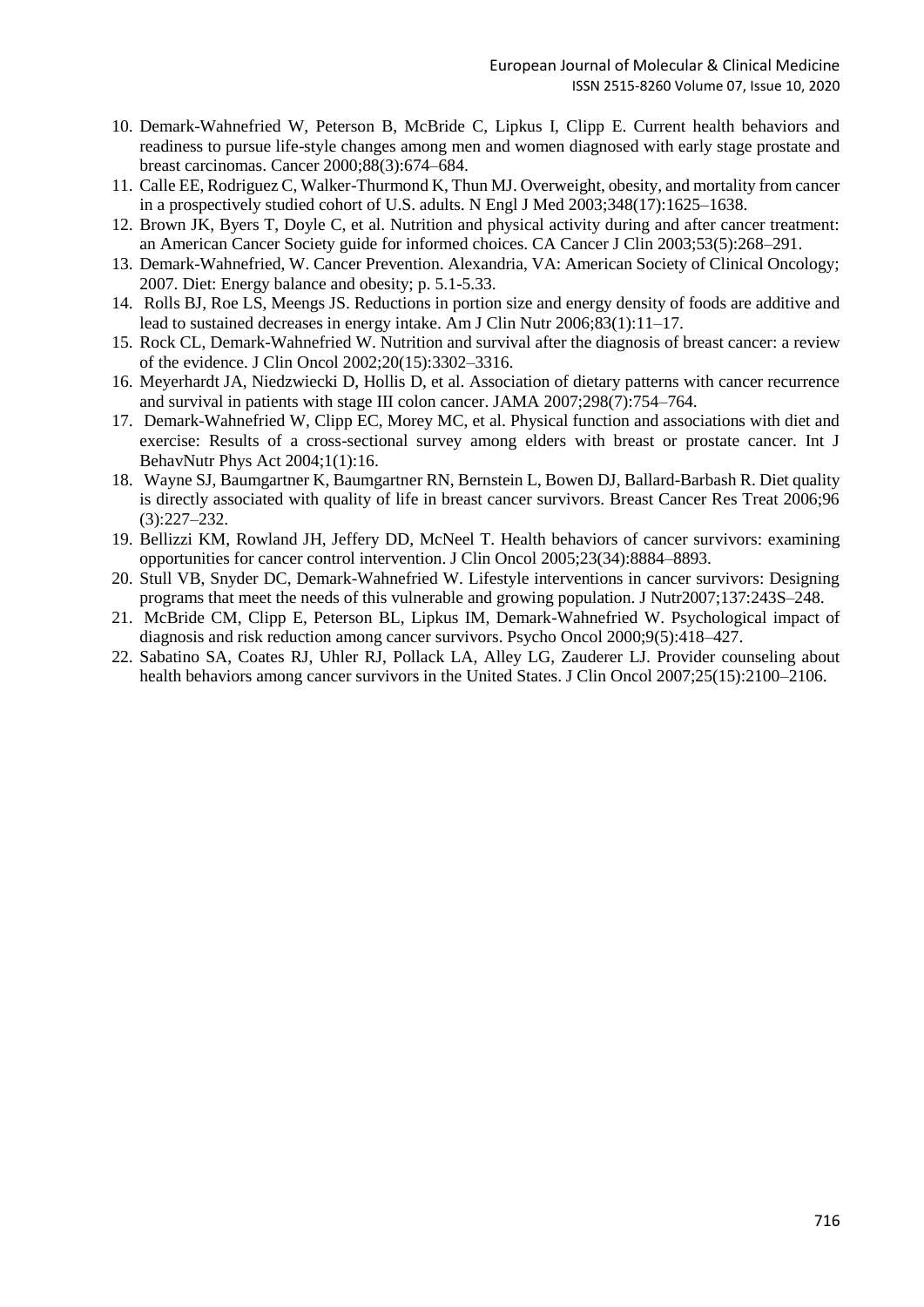10. Demark-Wahnefried W, Peterson B, McBride C, Lipkus I, Clipp E. Current health behaviors and readiness to pursue life-style changes among men and women diagnosed with early stage prostate and breast carcinomas. Cancer 2000;88(3):674–684.
11. Calle EE, Rodriguez C, Walker-Thurmond K, Thun MJ. Overweight, obesity, and mortality from cancer in a prospectively studied cohort of U.S. adults. N Engl J Med 2003;348(17):1625–1638.
12. Brown JK, Byers T, Doyle C, et al. Nutrition and physical activity during and after cancer treatment: an American Cancer Society guide for informed choices. CA Cancer J Clin 2003;53(5):268–291.
13. Demark-Wahnefried, W. Cancer Prevention. Alexandria, VA: American Society of Clinical Oncology; 2007. Diet: Energy balance and obesity; p. 5.1-5.33.
14. Rolls BJ, Roe LS, Meengs JS. Reductions in portion size and energy density of foods are additive and lead to sustained decreases in energy intake. Am J Clin Nutr 2006;83(1):11–17.
15. Rock CL, Demark-Wahnefried W. Nutrition and survival after the diagnosis of breast cancer: a review of the evidence. J Clin Oncol 2002;20(15):3302–3316.
16. Meyerhardt JA, Niedzwiecki D, Hollis D, et al. Association of dietary patterns with cancer recurrence and survival in patients with stage III colon cancer. JAMA 2007;298(7):754–764.
17. Demark-Wahnefried W, Clipp EC, Morey MC, et al. Physical function and associations with diet and exercise: Results of a cross-sectional survey among elders with breast or prostate cancer. Int J BehavNutr Phys Act 2004;1(1):16.
18. Wayne SJ, Baumgartner K, Baumgartner RN, Bernstein L, Bowen DJ, Ballard-Barbash R. Diet quality is directly associated with quality of life in breast cancer survivors. Breast Cancer Res Treat 2006;96 (3):227–232.
19. Bellizzi KM, Rowland JH, Jeffery DD, McNeel T. Health behaviors of cancer survivors: examining opportunities for cancer control intervention. J Clin Oncol 2005;23(34):8884–8893.
20. Stull VB, Snyder DC, Demark-Wahnefried W. Lifestyle interventions in cancer survivors: Designing programs that meet the needs of this vulnerable and growing population. J Nutr2007;137:243S–248.
21. McBride CM, Clipp E, Peterson BL, Lipkus IM, Demark-Wahnefried W. Psychological impact of diagnosis and risk reduction among cancer survivors. Psycho Oncol 2000;9(5):418–427.
22. Sabatino SA, Coates RJ, Uhler RJ, Pollack LA, Alley LG, Zauderer LJ. Provider counseling about health behaviors among cancer survivors in the United States. J Clin Oncol 2007;25(15):2100–2106.